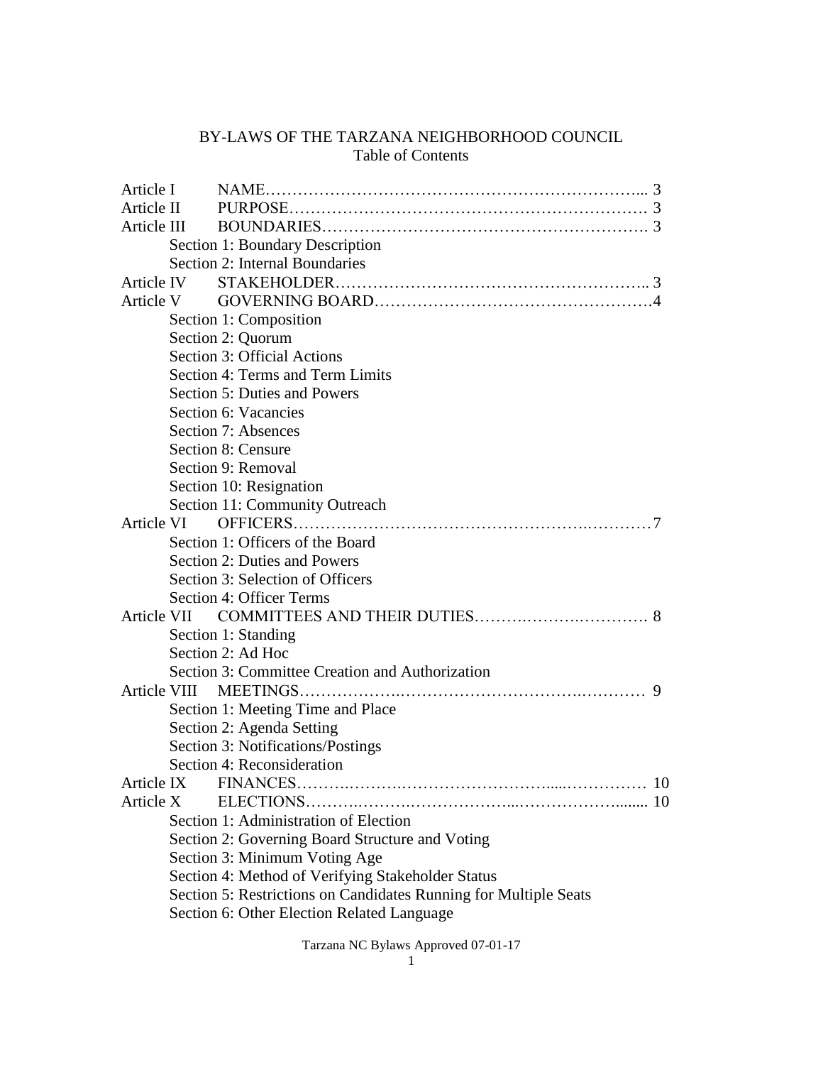# BY-LAWS OF THE TARZANA NEIGHBORHOOD COUNCIL

## Table of Contents

| | | |
|---|---|---|
| Article I | NAME | 3 |
| Article II | PURPOSE | 3 |
| Article III | BOUNDARIES | 3 |
| | Section 1: Boundary Description | |
| | Section 2: Internal Boundaries | |
| Article IV | STAKEHOLDER | 3 |
| Article V | GOVERNING BOARD | 4 |
| | Section 1: Composition | |
| | Section 2: Quorum | |
| | Section 3: Official Actions | |
| | Section 4: Terms and Term Limits | |
| | Section 5: Duties and Powers | |
| | Section 6: Vacancies | |
| | Section 7: Absences | |
| | Section 8: Censure | |
| | Section 9: Removal | |
| | Section 10: Resignation | |
| | Section 11: Community Outreach | |
| Article VI | OFFICERS | 7 |
| | Section 1: Officers of the Board | |
| | Section 2: Duties and Powers | |
| | Section 3: Selection of Officers | |
| | Section 4: Officer Terms | |
| Article VII | COMMITTEES AND THEIR DUTIES | 8 |
| | Section 1: Standing | |
| | Section 2: Ad Hoc | |
| | Section 3: Committee Creation and Authorization | |
| Article VIII | MEETINGS | 9 |
| | Section 1: Meeting Time and Place | |
| | Section 2: Agenda Setting | |
| | Section 3: Notifications/Postings | |
| | Section 4: Reconsideration | |
| Article IX | FINANCES | 10 |
| Article X | ELECTIONS | 10 |
| | Section 1: Administration of Election | |
| | Section 2: Governing Board Structure and Voting | |
| | Section 3: Minimum Voting Age | |
| | Section 4: Method of Verifying Stakeholder Status | |
| | Section 5: Restrictions on Candidates Running for Multiple Seats | |
| | Section 6: Other Election Related Language | |

Tarzana NC Bylaws Approved 07-01-17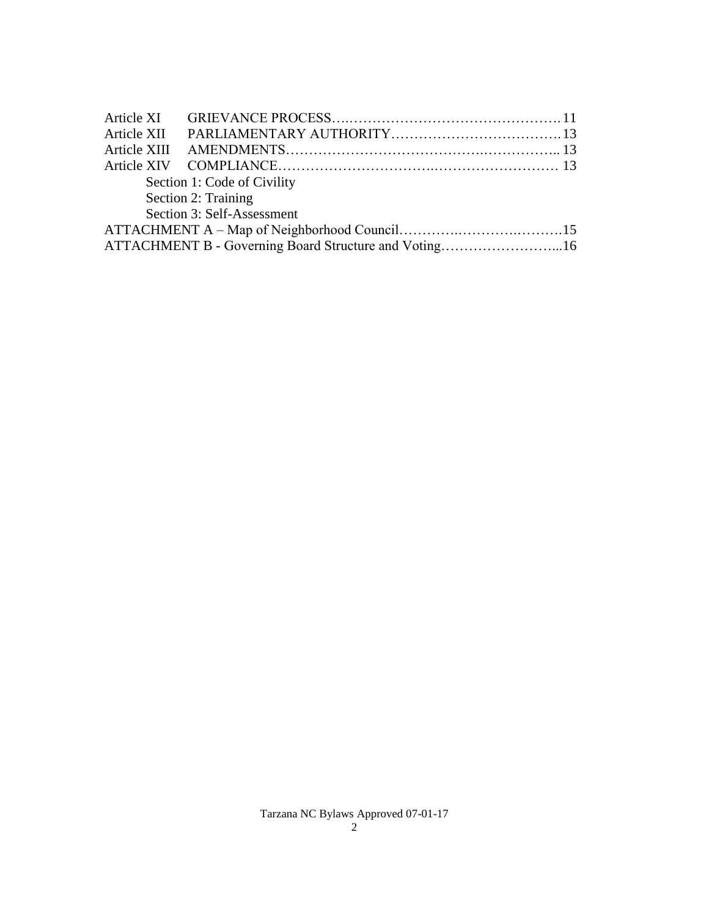Article XI GRIEVANCE PROCESS…..………………………………………11
Article XII PARLIAMENTARY AUTHORITY………………………………13
Article XIII AMENDMENTS…………………………………..…………….. 13
Article XIV COMPLIANCE…………………………..……………………… 13
- Section 1: Code of Civility
- Section 2: Training
- Section 3: Self-Assessment

ATTACHMENT A – Map of Neighborhood Council…………..……….……….15
ATTACHMENT B - Governing Board Structure and Voting……………………...16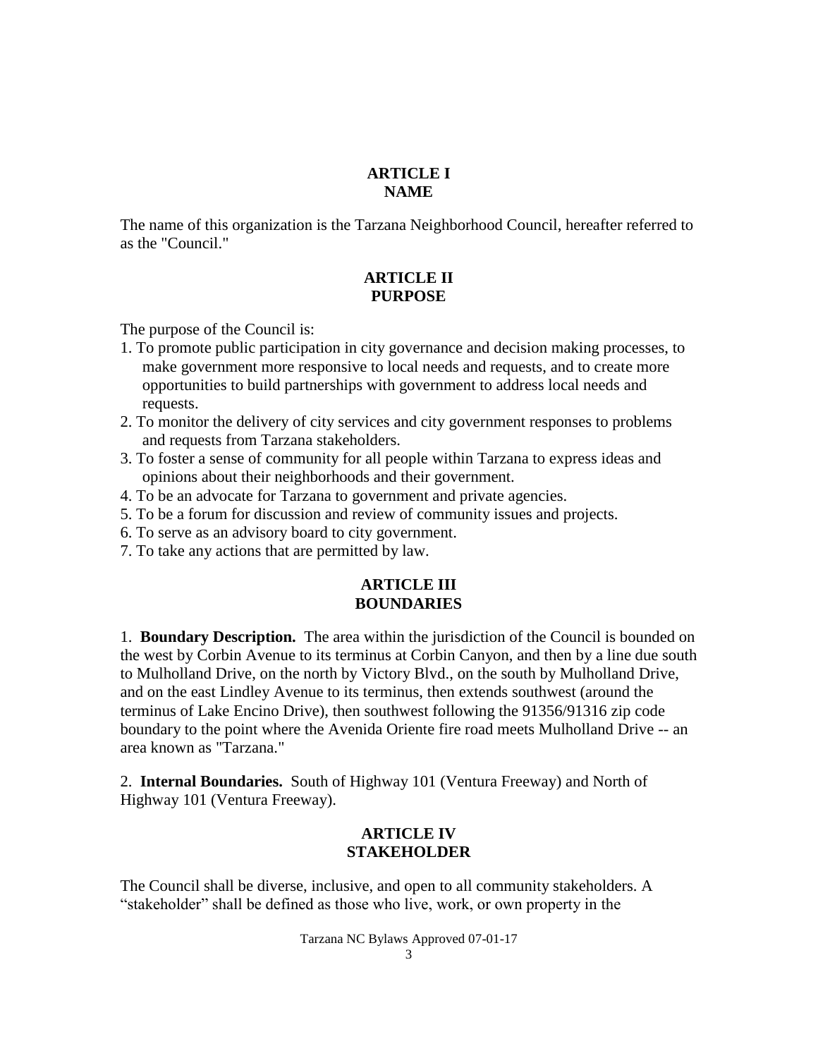## ARTICLE I
## NAME

The name of this organization is the Tarzana Neighborhood Council, hereafter referred to as the "Council."

## ARTICLE II
## PURPOSE

The purpose of the Council is:

1. To promote public participation in city governance and decision making processes, to make government more responsive to local needs and requests, and to create more opportunities to build partnerships with government to address local needs and requests.
2. To monitor the delivery of city services and city government responses to problems and requests from Tarzana stakeholders.
3. To foster a sense of community for all people within Tarzana to express ideas and opinions about their neighborhoods and their government.
4. To be an advocate for Tarzana to government and private agencies.
5. To be a forum for discussion and review of community issues and projects.
6. To serve as an advisory board to city government.
7. To take any actions that are permitted by law.

## ARTICLE III
## BOUNDARIES

1. **Boundary Description.** The area within the jurisdiction of the Council is bounded on the west by Corbin Avenue to its terminus at Corbin Canyon, and then by a line due south to Mulholland Drive, on the north by Victory Blvd., on the south by Mulholland Drive, and on the east Lindley Avenue to its terminus, then extends southwest (around the terminus of Lake Encino Drive), then southwest following the 91356/91316 zip code boundary to the point where the Avenida Oriente fire road meets Mulholland Drive -- an area known as "Tarzana."

2. **Internal Boundaries.** South of Highway 101 (Ventura Freeway) and North of Highway 101 (Ventura Freeway).

## ARTICLE IV
## STAKEHOLDER

The Council shall be diverse, inclusive, and open to all community stakeholders. A “stakeholder” shall be defined as those who live, work, or own property in the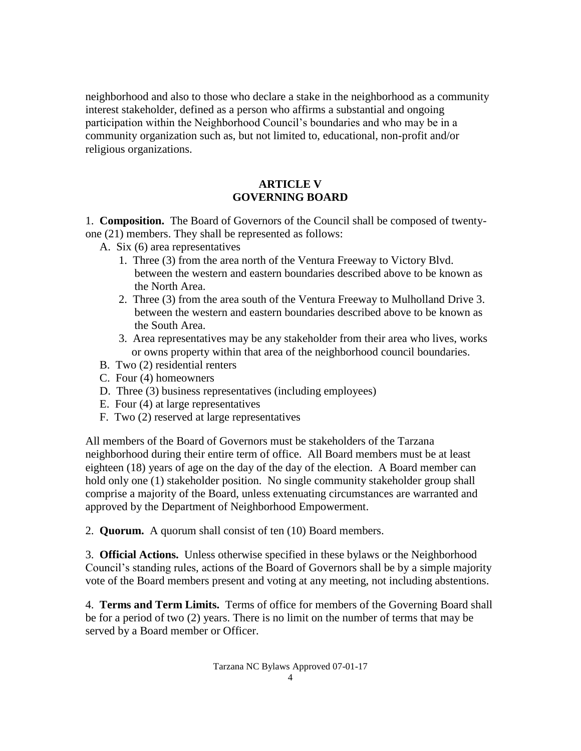neighborhood and also to those who declare a stake in the neighborhood as a community interest stakeholder, defined as a person who affirms a substantial and ongoing participation within the Neighborhood Council's boundaries and who may be in a community organization such as, but not limited to, educational, non-profit and/or religious organizations.

## ARTICLE V
## GOVERNING BOARD

1. **Composition.** The Board of Governors of the Council shall be composed of twenty-one (21) members. They shall be represented as follows:

   A. Six (6) area representatives
      1. Three (3) from the area north of the Ventura Freeway to Victory Blvd. between the western and eastern boundaries described above to be known as the North Area.
      2. Three (3) from the area south of the Ventura Freeway to Mulholland Drive 3. between the western and eastern boundaries described above to be known as the South Area.
      3. Area representatives may be any stakeholder from their area who lives, works or owns property within that area of the neighborhood council boundaries.

   B. Two (2) residential renters

   C. Four (4) homeowners

   D. Three (3) business representatives (including employees)

   E. Four (4) at large representatives

   F. Two (2) reserved at large representatives

All members of the Board of Governors must be stakeholders of the Tarzana neighborhood during their entire term of office. All Board members must be at least eighteen (18) years of age on the day of the day of the election. A Board member can hold only one (1) stakeholder position. No single community stakeholder group shall comprise a majority of the Board, unless extenuating circumstances are warranted and approved by the Department of Neighborhood Empowerment.

2. **Quorum.** A quorum shall consist of ten (10) Board members.

3. **Official Actions.** Unless otherwise specified in these bylaws or the Neighborhood Council's standing rules, actions of the Board of Governors shall be by a simple majority vote of the Board members present and voting at any meeting, not including abstentions.

4. **Terms and Term Limits.** Terms of office for members of the Governing Board shall be for a period of two (2) years. There is no limit on the number of terms that may be served by a Board member or Officer.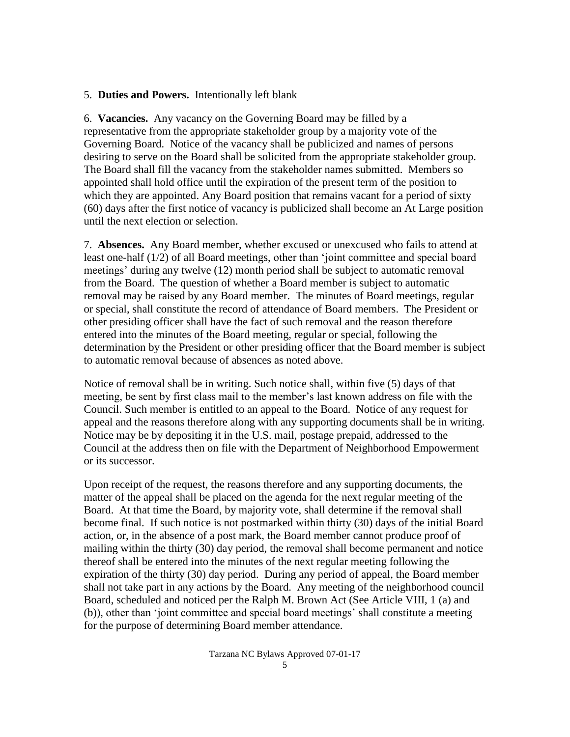5. **Duties and Powers.** Intentionally left blank

6. **Vacancies.** Any vacancy on the Governing Board may be filled by a representative from the appropriate stakeholder group by a majority vote of the Governing Board. Notice of the vacancy shall be publicized and names of persons desiring to serve on the Board shall be solicited from the appropriate stakeholder group. The Board shall fill the vacancy from the stakeholder names submitted. Members so appointed shall hold office until the expiration of the present term of the position to which they are appointed. Any Board position that remains vacant for a period of sixty (60) days after the first notice of vacancy is publicized shall become an At Large position until the next election or selection.

7. **Absences.** Any Board member, whether excused or unexcused who fails to attend at least one-half (1/2) of all Board meetings, other than 'joint committee and special board meetings' during any twelve (12) month period shall be subject to automatic removal from the Board. The question of whether a Board member is subject to automatic removal may be raised by any Board member. The minutes of Board meetings, regular or special, shall constitute the record of attendance of Board members. The President or other presiding officer shall have the fact of such removal and the reason therefore entered into the minutes of the Board meeting, regular or special, following the determination by the President or other presiding officer that the Board member is subject to automatic removal because of absences as noted above.

Notice of removal shall be in writing. Such notice shall, within five (5) days of that meeting, be sent by first class mail to the member's last known address on file with the Council. Such member is entitled to an appeal to the Board. Notice of any request for appeal and the reasons therefore along with any supporting documents shall be in writing. Notice may be by depositing it in the U.S. mail, postage prepaid, addressed to the Council at the address then on file with the Department of Neighborhood Empowerment or its successor.

Upon receipt of the request, the reasons therefore and any supporting documents, the matter of the appeal shall be placed on the agenda for the next regular meeting of the Board. At that time the Board, by majority vote, shall determine if the removal shall become final. If such notice is not postmarked within thirty (30) days of the initial Board action, or, in the absence of a post mark, the Board member cannot produce proof of mailing within the thirty (30) day period, the removal shall become permanent and notice thereof shall be entered into the minutes of the next regular meeting following the expiration of the thirty (30) day period. During any period of appeal, the Board member shall not take part in any actions by the Board. Any meeting of the neighborhood council Board, scheduled and noticed per the Ralph M. Brown Act (See Article VIII, 1 (a) and (b)), other than 'joint committee and special board meetings' shall constitute a meeting for the purpose of determining Board member attendance.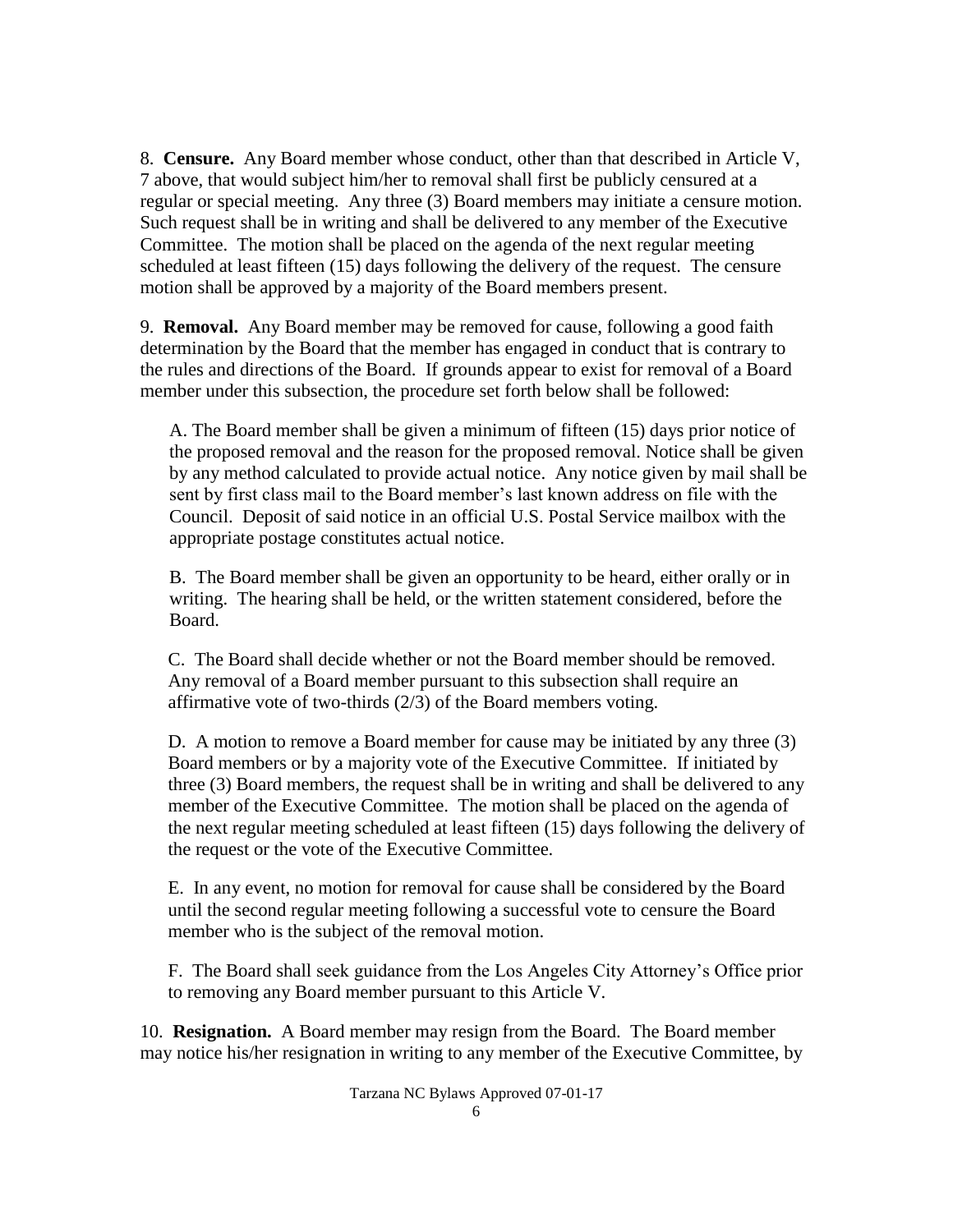8. **Censure.** Any Board member whose conduct, other than that described in Article V, 7 above, that would subject him/her to removal shall first be publicly censured at a regular or special meeting. Any three (3) Board members may initiate a censure motion. Such request shall be in writing and shall be delivered to any member of the Executive Committee. The motion shall be placed on the agenda of the next regular meeting scheduled at least fifteen (15) days following the delivery of the request. The censure motion shall be approved by a majority of the Board members present.

9. **Removal.** Any Board member may be removed for cause, following a good faith determination by the Board that the member has engaged in conduct that is contrary to the rules and directions of the Board. If grounds appear to exist for removal of a Board member under this subsection, the procedure set forth below shall be followed:

A. The Board member shall be given a minimum of fifteen (15) days prior notice of the proposed removal and the reason for the proposed removal. Notice shall be given by any method calculated to provide actual notice. Any notice given by mail shall be sent by first class mail to the Board member's last known address on file with the Council. Deposit of said notice in an official U.S. Postal Service mailbox with the appropriate postage constitutes actual notice.

B. The Board member shall be given an opportunity to be heard, either orally or in writing. The hearing shall be held, or the written statement considered, before the Board.

C. The Board shall decide whether or not the Board member should be removed. Any removal of a Board member pursuant to this subsection shall require an affirmative vote of two-thirds (2/3) of the Board members voting.

D. A motion to remove a Board member for cause may be initiated by any three (3) Board members or by a majority vote of the Executive Committee. If initiated by three (3) Board members, the request shall be in writing and shall be delivered to any member of the Executive Committee. The motion shall be placed on the agenda of the next regular meeting scheduled at least fifteen (15) days following the delivery of the request or the vote of the Executive Committee.

E. In any event, no motion for removal for cause shall be considered by the Board until the second regular meeting following a successful vote to censure the Board member who is the subject of the removal motion.

F. The Board shall seek guidance from the Los Angeles City Attorney's Office prior to removing any Board member pursuant to this Article V.

10. **Resignation.** A Board member may resign from the Board. The Board member may notice his/her resignation in writing to any member of the Executive Committee, by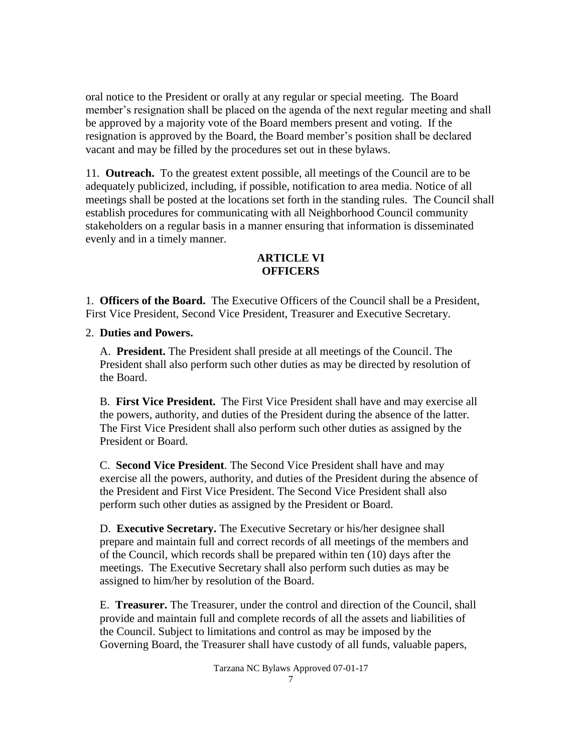oral notice to the President or orally at any regular or special meeting. The Board member's resignation shall be placed on the agenda of the next regular meeting and shall be approved by a majority vote of the Board members present and voting. If the resignation is approved by the Board, the Board member's position shall be declared vacant and may be filled by the procedures set out in these bylaws.

11. **Outreach.** To the greatest extent possible, all meetings of the Council are to be adequately publicized, including, if possible, notification to area media. Notice of all meetings shall be posted at the locations set forth in the standing rules. The Council shall establish procedures for communicating with all Neighborhood Council community stakeholders on a regular basis in a manner ensuring that information is disseminated evenly and in a timely manner.

## ARTICLE VI
## OFFICERS

1. **Officers of the Board.** The Executive Officers of the Council shall be a President, First Vice President, Second Vice President, Treasurer and Executive Secretary.

2. **Duties and Powers.**

   A. **President.** The President shall preside at all meetings of the Council. The President shall also perform such other duties as may be directed by resolution of the Board.

   B. **First Vice President.** The First Vice President shall have and may exercise all the powers, authority, and duties of the President during the absence of the latter. The First Vice President shall also perform such other duties as assigned by the President or Board.

   C. **Second Vice President**. The Second Vice President shall have and may exercise all the powers, authority, and duties of the President during the absence of the President and First Vice President. The Second Vice President shall also perform such other duties as assigned by the President or Board.

   D. **Executive Secretary.** The Executive Secretary or his/her designee shall prepare and maintain full and correct records of all meetings of the members and of the Council, which records shall be prepared within ten (10) days after the meetings. The Executive Secretary shall also perform such duties as may be assigned to him/her by resolution of the Board.

   E. **Treasurer.** The Treasurer, under the control and direction of the Council, shall provide and maintain full and complete records of all the assets and liabilities of the Council. Subject to limitations and control as may be imposed by the Governing Board, the Treasurer shall have custody of all funds, valuable papers,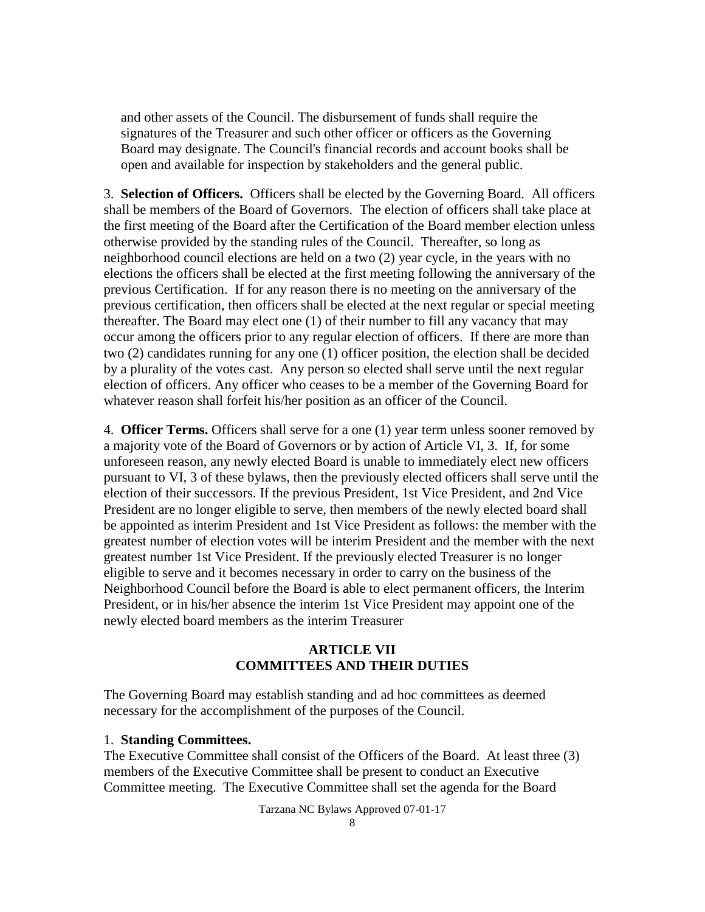and other assets of the Council. The disbursement of funds shall require the signatures of the Treasurer and such other officer or officers as the Governing Board may designate. The Council's financial records and account books shall be open and available for inspection by stakeholders and the general public.

3. **Selection of Officers.** Officers shall be elected by the Governing Board. All officers shall be members of the Board of Governors. The election of officers shall take place at the first meeting of the Board after the Certification of the Board member election unless otherwise provided by the standing rules of the Council. Thereafter, so long as neighborhood council elections are held on a two (2) year cycle, in the years with no elections the officers shall be elected at the first meeting following the anniversary of the previous Certification. If for any reason there is no meeting on the anniversary of the previous certification, then officers shall be elected at the next regular or special meeting thereafter. The Board may elect one (1) of their number to fill any vacancy that may occur among the officers prior to any regular election of officers. If there are more than two (2) candidates running for any one (1) officer position, the election shall be decided by a plurality of the votes cast. Any person so elected shall serve until the next regular election of officers. Any officer who ceases to be a member of the Governing Board for whatever reason shall forfeit his/her position as an officer of the Council.

4. **Officer Terms.** Officers shall serve for a one (1) year term unless sooner removed by a majority vote of the Board of Governors or by action of Article VI, 3. If, for some unforeseen reason, any newly elected Board is unable to immediately elect new officers pursuant to VI, 3 of these bylaws, then the previously elected officers shall serve until the election of their successors. If the previous President, 1st Vice President, and 2nd Vice President are no longer eligible to serve, then members of the newly elected board shall be appointed as interim President and 1st Vice President as follows: the member with the greatest number of election votes will be interim President and the member with the next greatest number 1st Vice President. If the previously elected Treasurer is no longer eligible to serve and it becomes necessary in order to carry on the business of the Neighborhood Council before the Board is able to elect permanent officers, the Interim President, or in his/her absence the interim 1st Vice President may appoint one of the newly elected board members as the interim Treasurer

## ARTICLE VII
## COMMITTEES AND THEIR DUTIES

The Governing Board may establish standing and ad hoc committees as deemed necessary for the accomplishment of the purposes of the Council.

1. **Standing Committees.**

The Executive Committee shall consist of the Officers of the Board. At least three (3) members of the Executive Committee shall be present to conduct an Executive Committee meeting. The Executive Committee shall set the agenda for the Board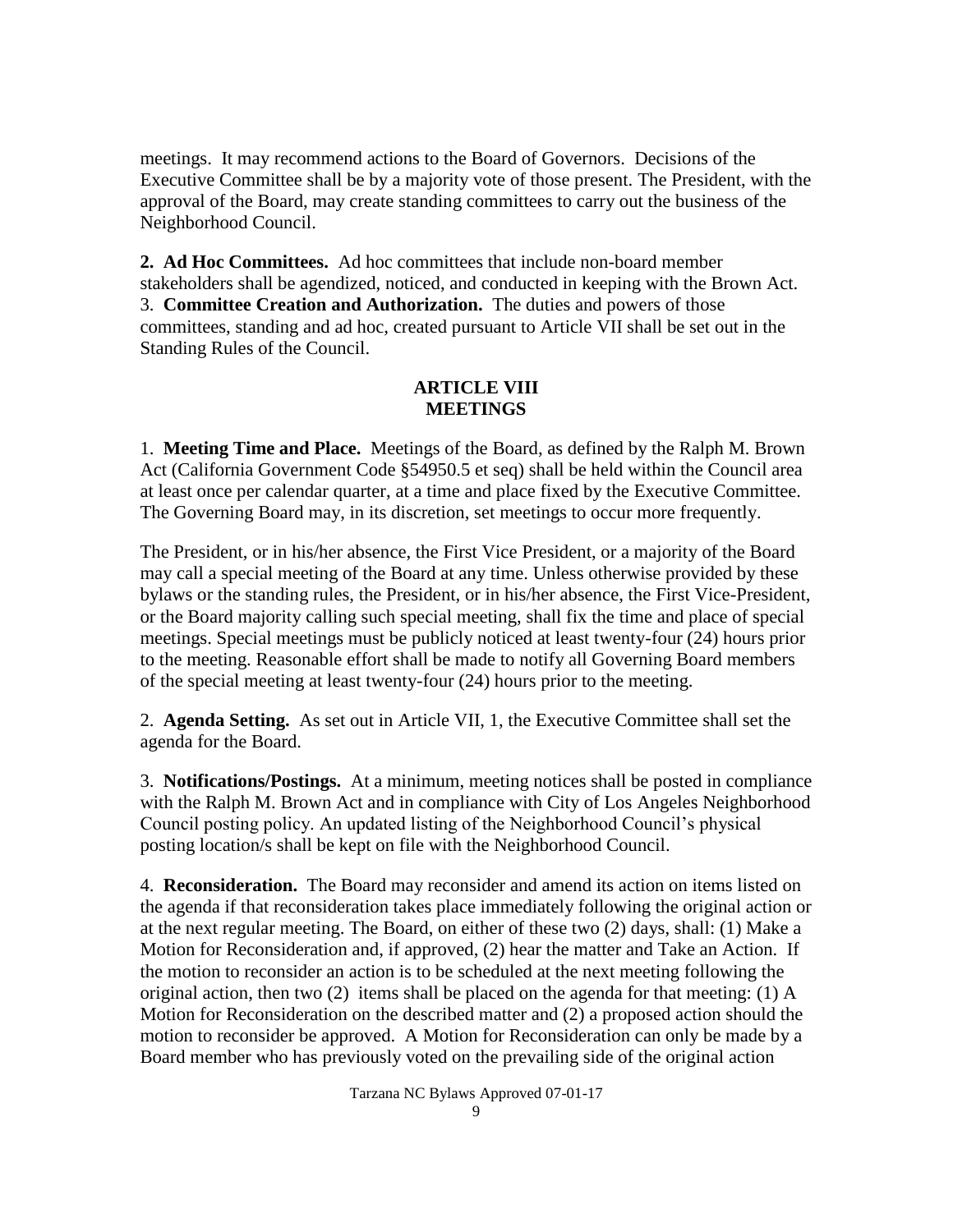meetings. It may recommend actions to the Board of Governors. Decisions of the Executive Committee shall be by a majority vote of those present. The President, with the approval of the Board, may create standing committees to carry out the business of the Neighborhood Council.

**2. Ad Hoc Committees.** Ad hoc committees that include non-board member stakeholders shall be agendized, noticed, and conducted in keeping with the Brown Act.

3. **Committee Creation and Authorization.** The duties and powers of those committees, standing and ad hoc, created pursuant to Article VII shall be set out in the Standing Rules of the Council.

## ARTICLE VIII
## MEETINGS

1. **Meeting Time and Place.** Meetings of the Board, as defined by the Ralph M. Brown Act (California Government Code §54950.5 et seq) shall be held within the Council area at least once per calendar quarter, at a time and place fixed by the Executive Committee. The Governing Board may, in its discretion, set meetings to occur more frequently.

The President, or in his/her absence, the First Vice President, or a majority of the Board may call a special meeting of the Board at any time. Unless otherwise provided by these bylaws or the standing rules, the President, or in his/her absence, the First Vice-President, or the Board majority calling such special meeting, shall fix the time and place of special meetings. Special meetings must be publicly noticed at least twenty-four (24) hours prior to the meeting. Reasonable effort shall be made to notify all Governing Board members of the special meeting at least twenty-four (24) hours prior to the meeting.

2. **Agenda Setting.** As set out in Article VII, 1, the Executive Committee shall set the agenda for the Board.

3. **Notifications/Postings.** At a minimum, meeting notices shall be posted in compliance with the Ralph M. Brown Act and in compliance with City of Los Angeles Neighborhood Council posting policy. An updated listing of the Neighborhood Council's physical posting location/s shall be kept on file with the Neighborhood Council.

4. **Reconsideration.** The Board may reconsider and amend its action on items listed on the agenda if that reconsideration takes place immediately following the original action or at the next regular meeting. The Board, on either of these two (2) days, shall: (1) Make a Motion for Reconsideration and, if approved, (2) hear the matter and Take an Action. If the motion to reconsider an action is to be scheduled at the next meeting following the original action, then two (2) items shall be placed on the agenda for that meeting: (1) A Motion for Reconsideration on the described matter and (2) a proposed action should the motion to reconsider be approved. A Motion for Reconsideration can only be made by a Board member who has previously voted on the prevailing side of the original action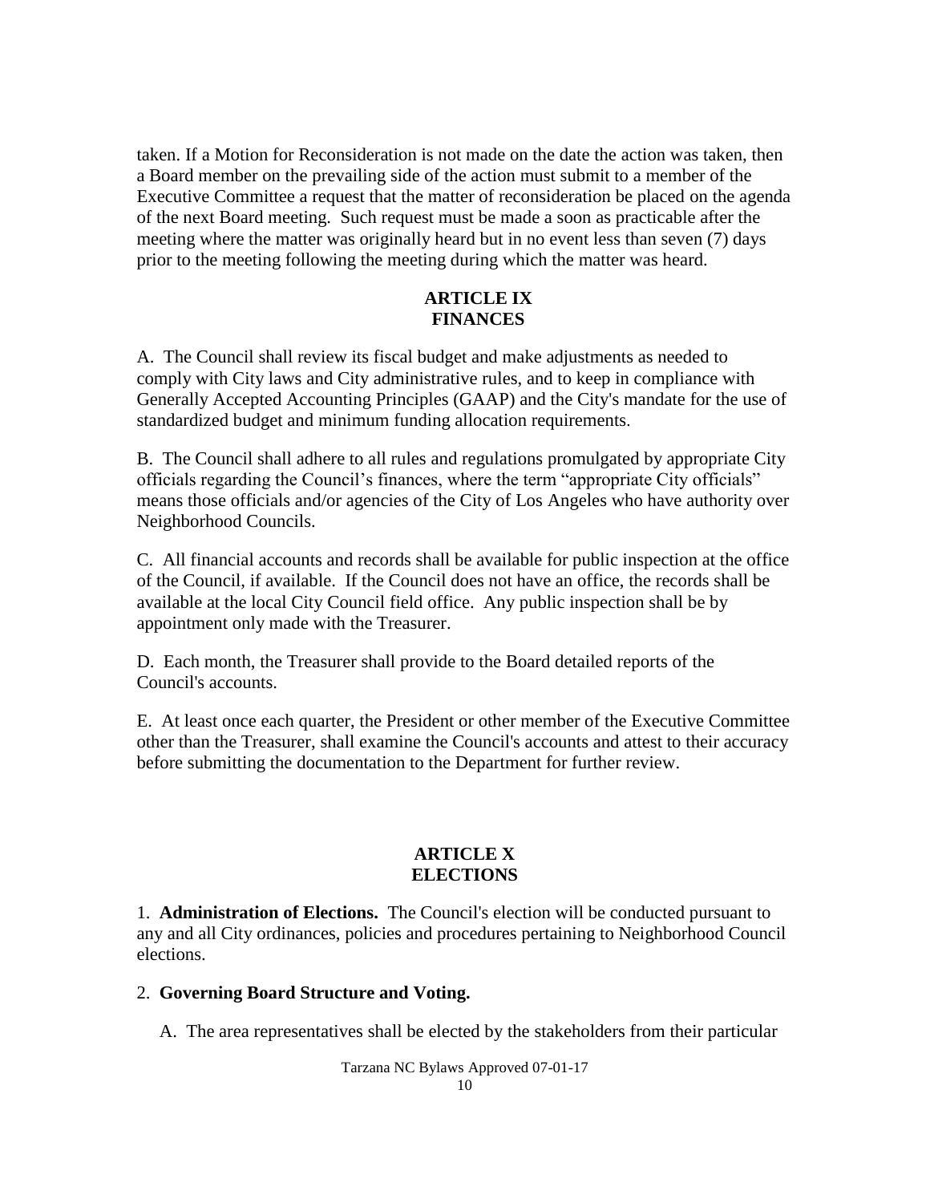taken. If a Motion for Reconsideration is not made on the date the action was taken, then a Board member on the prevailing side of the action must submit to a member of the Executive Committee a request that the matter of reconsideration be placed on the agenda of the next Board meeting. Such request must be made a soon as practicable after the meeting where the matter was originally heard but in no event less than seven (7) days prior to the meeting following the meeting during which the matter was heard.

## ARTICLE IX
## FINANCES

A. The Council shall review its fiscal budget and make adjustments as needed to comply with City laws and City administrative rules, and to keep in compliance with Generally Accepted Accounting Principles (GAAP) and the City's mandate for the use of standardized budget and minimum funding allocation requirements.

B. The Council shall adhere to all rules and regulations promulgated by appropriate City officials regarding the Council's finances, where the term "appropriate City officials" means those officials and/or agencies of the City of Los Angeles who have authority over Neighborhood Councils.

C. All financial accounts and records shall be available for public inspection at the office of the Council, if available. If the Council does not have an office, the records shall be available at the local City Council field office. Any public inspection shall be by appointment only made with the Treasurer.

D. Each month, the Treasurer shall provide to the Board detailed reports of the Council's accounts.

E. At least once each quarter, the President or other member of the Executive Committee other than the Treasurer, shall examine the Council's accounts and attest to their accuracy before submitting the documentation to the Department for further review.

## ARTICLE X
## ELECTIONS

1. **Administration of Elections.** The Council's election will be conducted pursuant to any and all City ordinances, policies and procedures pertaining to Neighborhood Council elections.

2. **Governing Board Structure and Voting.**

A. The area representatives shall be elected by the stakeholders from their particular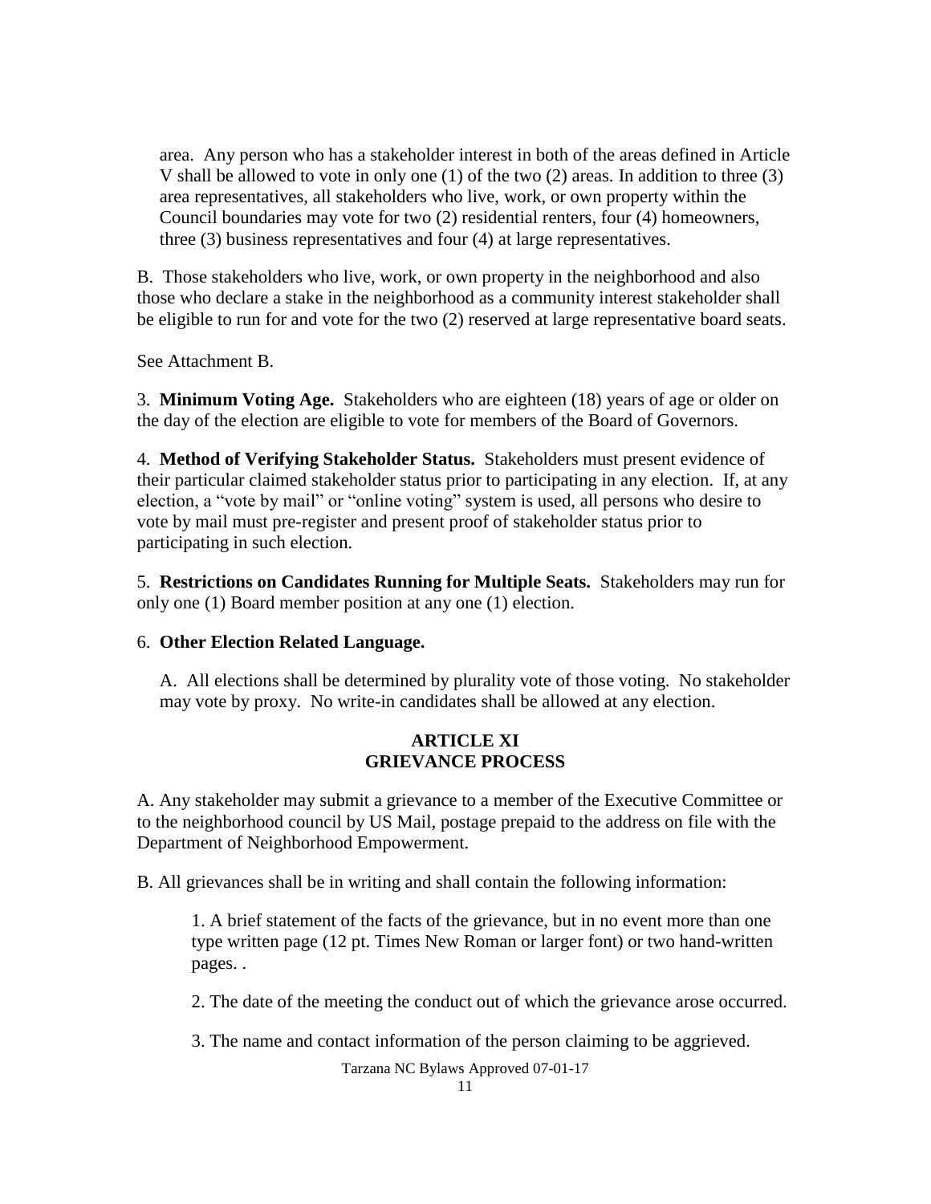area. Any person who has a stakeholder interest in both of the areas defined in Article V shall be allowed to vote in only one (1) of the two (2) areas. In addition to three (3) area representatives, all stakeholders who live, work, or own property within the Council boundaries may vote for two (2) residential renters, four (4) homeowners, three (3) business representatives and four (4) at large representatives.

B. Those stakeholders who live, work, or own property in the neighborhood and also those who declare a stake in the neighborhood as a community interest stakeholder shall be eligible to run for and vote for the two (2) reserved at large representative board seats.

See Attachment B.

3. **Minimum Voting Age.** Stakeholders who are eighteen (18) years of age or older on the day of the election are eligible to vote for members of the Board of Governors.

4. **Method of Verifying Stakeholder Status.** Stakeholders must present evidence of their particular claimed stakeholder status prior to participating in any election. If, at any election, a "vote by mail" or "online voting" system is used, all persons who desire to vote by mail must pre-register and present proof of stakeholder status prior to participating in such election.

5. **Restrictions on Candidates Running for Multiple Seats.** Stakeholders may run for only one (1) Board member position at any one (1) election.

6. **Other Election Related Language.**

A. All elections shall be determined by plurality vote of those voting. No stakeholder may vote by proxy. No write-in candidates shall be allowed at any election.

## ARTICLE XI
## GRIEVANCE PROCESS

A. Any stakeholder may submit a grievance to a member of the Executive Committee or to the neighborhood council by US Mail, postage prepaid to the address on file with the Department of Neighborhood Empowerment.

B. All grievances shall be in writing and shall contain the following information:

1. A brief statement of the facts of the grievance, but in no event more than one type written page (12 pt. Times New Roman or larger font) or two hand-written pages. .

2. The date of the meeting the conduct out of which the grievance arose occurred.

3. The name and contact information of the person claiming to be aggrieved.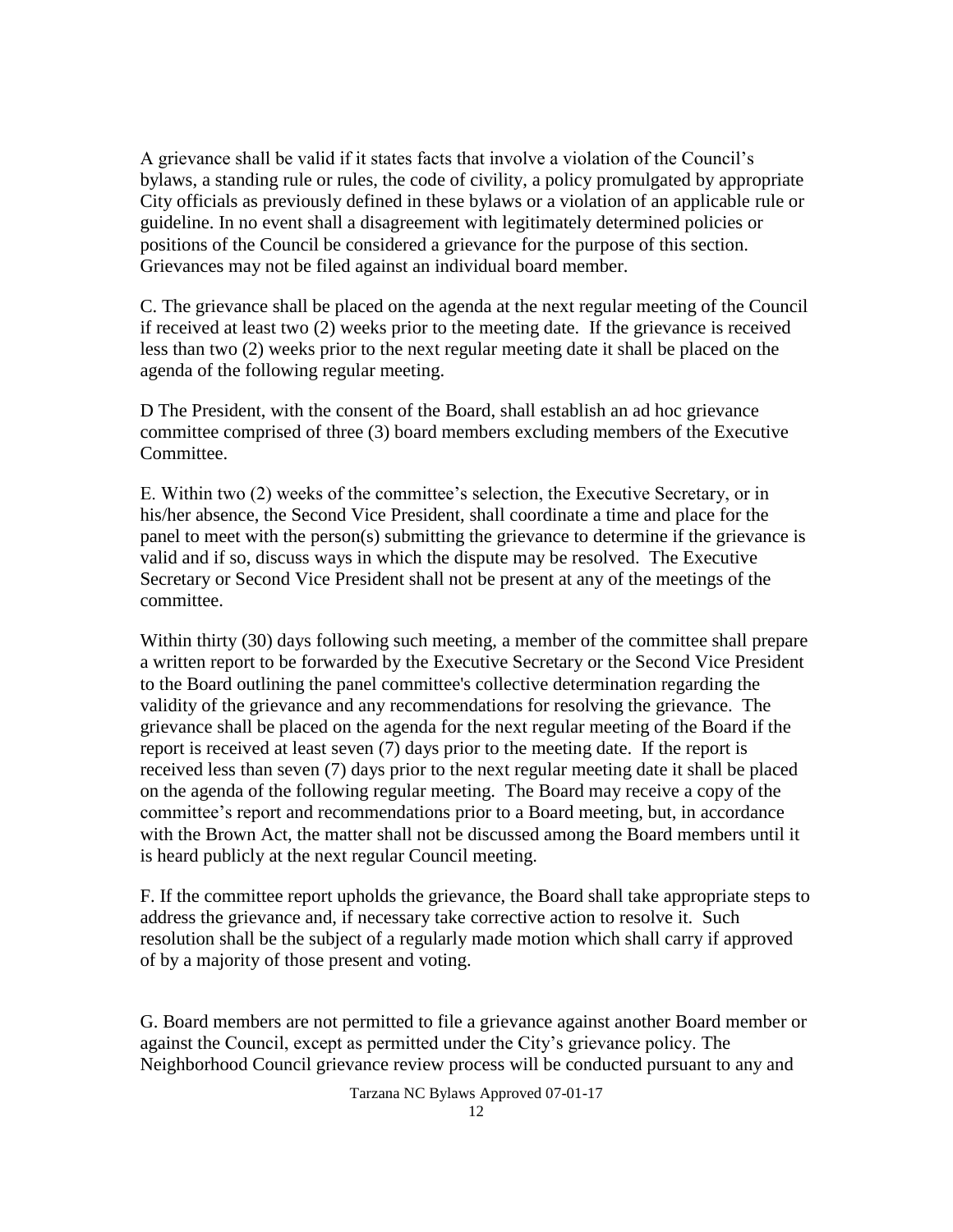A grievance shall be valid if it states facts that involve a violation of the Council's bylaws, a standing rule or rules, the code of civility, a policy promulgated by appropriate City officials as previously defined in these bylaws or a violation of an applicable rule or guideline. In no event shall a disagreement with legitimately determined policies or positions of the Council be considered a grievance for the purpose of this section. Grievances may not be filed against an individual board member.

C. The grievance shall be placed on the agenda at the next regular meeting of the Council if received at least two (2) weeks prior to the meeting date. If the grievance is received less than two (2) weeks prior to the next regular meeting date it shall be placed on the agenda of the following regular meeting.

D The President, with the consent of the Board, shall establish an ad hoc grievance committee comprised of three (3) board members excluding members of the Executive Committee.

E. Within two (2) weeks of the committee's selection, the Executive Secretary, or in his/her absence, the Second Vice President, shall coordinate a time and place for the panel to meet with the person(s) submitting the grievance to determine if the grievance is valid and if so, discuss ways in which the dispute may be resolved. The Executive Secretary or Second Vice President shall not be present at any of the meetings of the committee.

Within thirty (30) days following such meeting, a member of the committee shall prepare a written report to be forwarded by the Executive Secretary or the Second Vice President to the Board outlining the panel committee's collective determination regarding the validity of the grievance and any recommendations for resolving the grievance. The grievance shall be placed on the agenda for the next regular meeting of the Board if the report is received at least seven (7) days prior to the meeting date. If the report is received less than seven (7) days prior to the next regular meeting date it shall be placed on the agenda of the following regular meeting. The Board may receive a copy of the committee's report and recommendations prior to a Board meeting, but, in accordance with the Brown Act, the matter shall not be discussed among the Board members until it is heard publicly at the next regular Council meeting.

F. If the committee report upholds the grievance, the Board shall take appropriate steps to address the grievance and, if necessary take corrective action to resolve it. Such resolution shall be the subject of a regularly made motion which shall carry if approved of by a majority of those present and voting.

G. Board members are not permitted to file a grievance against another Board member or against the Council, except as permitted under the City's grievance policy. The Neighborhood Council grievance review process will be conducted pursuant to any and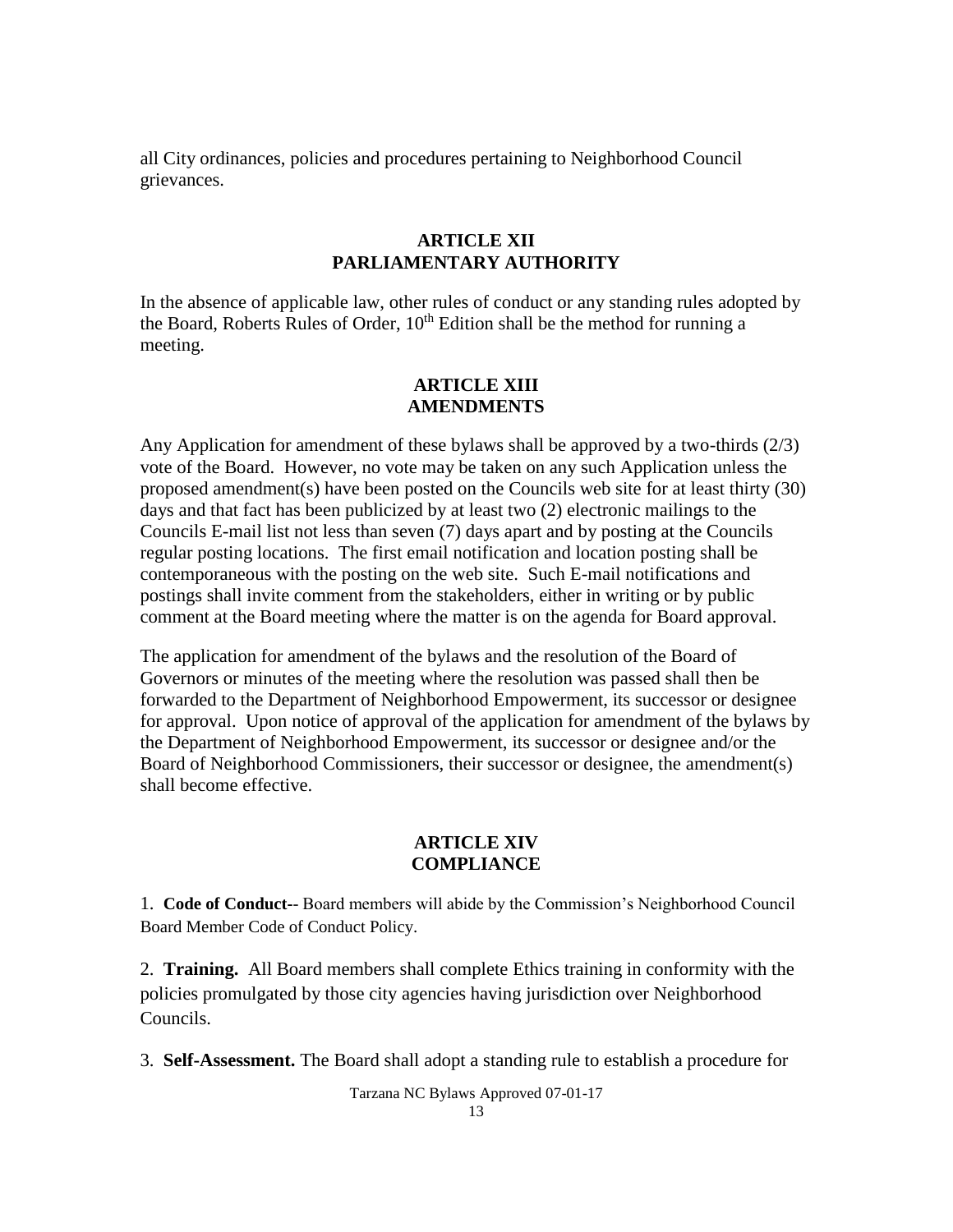all City ordinances, policies and procedures pertaining to Neighborhood Council grievances.

## ARTICLE XII
## PARLIAMENTARY AUTHORITY

In the absence of applicable law, other rules of conduct or any standing rules adopted by the Board, Roberts Rules of Order, $10^{th}$ Edition shall be the method for running a meeting.

## ARTICLE XIII
## AMENDMENTS

Any Application for amendment of these bylaws shall be approved by a two-thirds (2/3) vote of the Board. However, no vote may be taken on any such Application unless the proposed amendment(s) have been posted on the Councils web site for at least thirty (30) days and that fact has been publicized by at least two (2) electronic mailings to the Councils E-mail list not less than seven (7) days apart and by posting at the Councils regular posting locations. The first email notification and location posting shall be contemporaneous with the posting on the web site. Such E-mail notifications and postings shall invite comment from the stakeholders, either in writing or by public comment at the Board meeting where the matter is on the agenda for Board approval.

The application for amendment of the bylaws and the resolution of the Board of Governors or minutes of the meeting where the resolution was passed shall then be forwarded to the Department of Neighborhood Empowerment, its successor or designee for approval. Upon notice of approval of the application for amendment of the bylaws by the Department of Neighborhood Empowerment, its successor or designee and/or the Board of Neighborhood Commissioners, their successor or designee, the amendment(s) shall become effective.

## ARTICLE XIV
## COMPLIANCE

1. **Code of Conduct**-- Board members will abide by the Commission's Neighborhood Council Board Member Code of Conduct Policy.

2. **Training.** All Board members shall complete Ethics training in conformity with the policies promulgated by those city agencies having jurisdiction over Neighborhood Councils.

3. **Self-Assessment.** The Board shall adopt a standing rule to establish a procedure for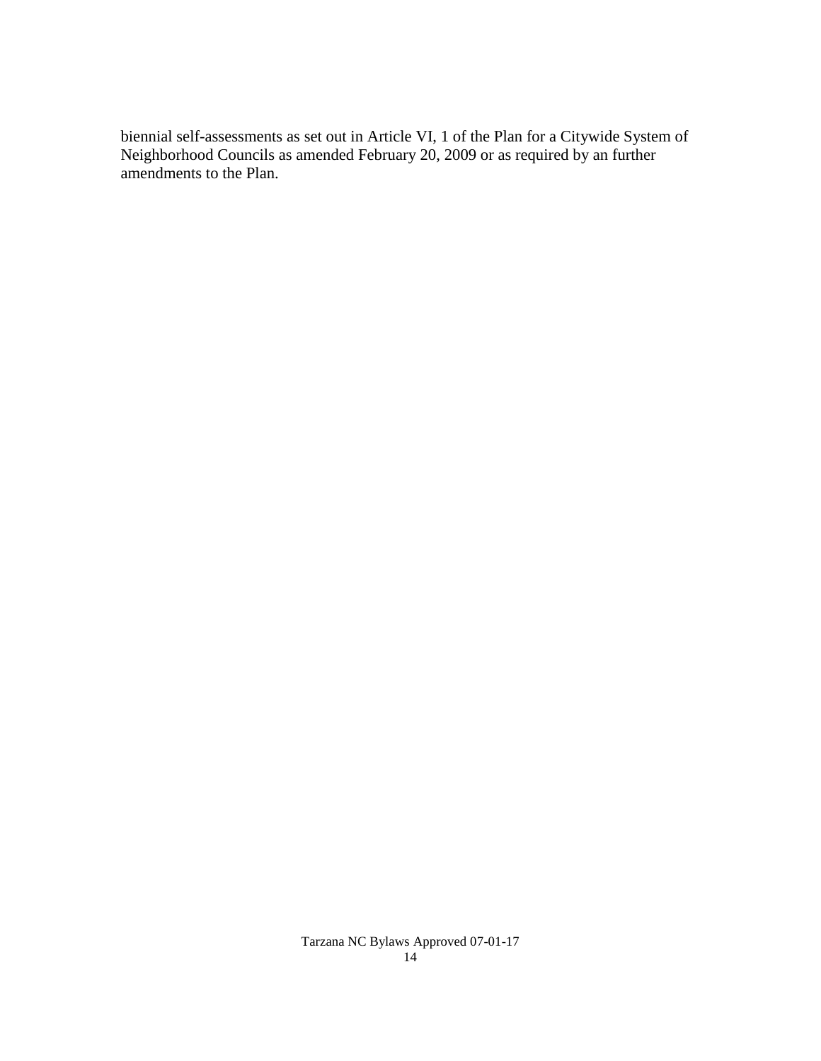biennial self-assessments as set out in Article VI, 1 of the Plan for a Citywide System of Neighborhood Councils as amended February 20, 2009 or as required by an further amendments to the Plan.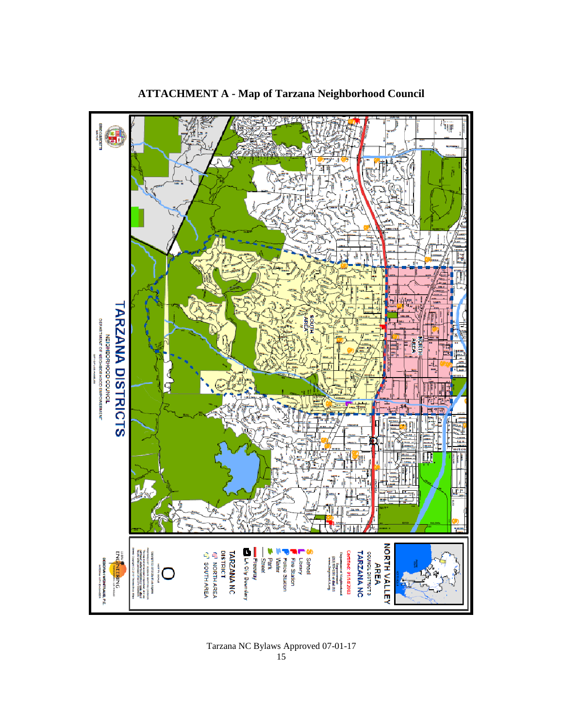# ATTACHMENT A - Map of Tarzana Neighborhood Council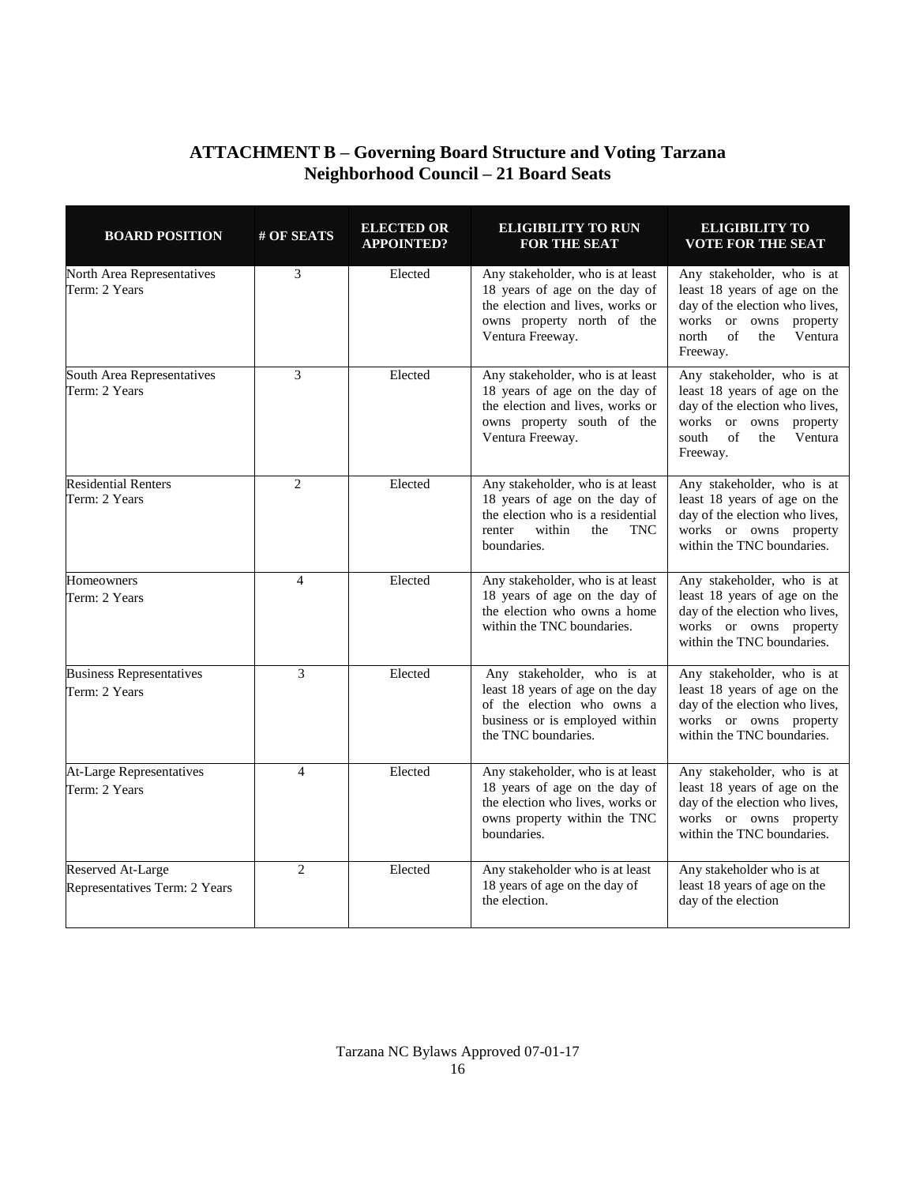## ATTACHMENT B – Governing Board Structure and Voting Tarzana Neighborhood Council – 21 Board Seats

| BOARD POSITION | # OF SEATS | ELECTED OR APPOINTED? | ELIGIBILITY TO RUN FOR THE SEAT | ELIGIBILITY TO VOTE FOR THE SEAT |
|---|---|---|---|---|
| North Area Representatives Term: 2 Years | 3 | Elected | Any stakeholder, who is at least 18 years of age on the day of the election and lives, works or owns property north of the Ventura Freeway. | Any stakeholder, who is at least 18 years of age on the day of the election who lives, works or owns property north of the Ventura Freeway. |
| South Area Representatives Term: 2 Years | 3 | Elected | Any stakeholder, who is at least 18 years of age on the day of the election and lives, works or owns property south of the Ventura Freeway. | Any stakeholder, who is at least 18 years of age on the day of the election who lives, works or owns property south of the Ventura Freeway. |
| Residential Renters Term: 2 Years | 2 | Elected | Any stakeholder, who is at least 18 years of age on the day of the election who is a residential renter within the TNC boundaries. | Any stakeholder, who is at least 18 years of age on the day of the election who lives, works or owns property within the TNC boundaries. |
| Homeowners Term: 2 Years | 4 | Elected | Any stakeholder, who is at least 18 years of age on the day of the election who owns a home within the TNC boundaries. | Any stakeholder, who is at least 18 years of age on the day of the election who lives, works or owns property within the TNC boundaries. |
| Business Representatives Term: 2 Years | 3 | Elected | Any stakeholder, who is at least 18 years of age on the day of the election who owns a business or is employed within the TNC boundaries. | Any stakeholder, who is at least 18 years of age on the day of the election who lives, works or owns property within the TNC boundaries. |
| At-Large Representatives Term: 2 Years | 4 | Elected | Any stakeholder, who is at least 18 years of age on the day of the election who lives, works or owns property within the TNC boundaries. | Any stakeholder, who is at least 18 years of age on the day of the election who lives, works or owns property within the TNC boundaries. |
| Reserved At-Large Representatives Term: 2 Years | 2 | Elected | Any stakeholder who is at least 18 years of age on the day of the election. | Any stakeholder who is at least 18 years of age on the day of the election |

Tarzana NC Bylaws Approved 07-01-17